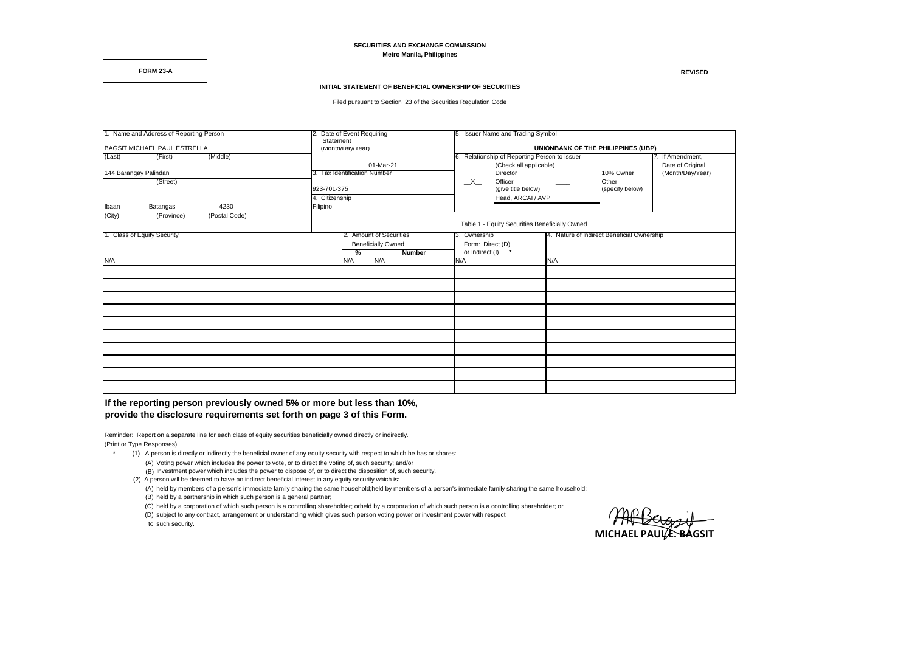**SECURITIES AND EXCHANGE COMMISSION**
**Metro Manila, Philippines**

**FORM 23-A**

**REVISED**

**INITIAL STATEMENT OF BENEFICIAL OWNERSHIP OF SECURITIES**

Filed pursuant to Section 23 of the Securities Regulation Code

| 1. Name and Address of Reporting Person | 2. Date of Event Requiring Statement (Month/Day/Year) | 5. Issuer Name and Trading Symbol | | |
|---|---|---|---|---|
| BAGSIT MICHAEL PAUL ESTRELLA<br>(Last) (First) (Middle) | 01-Mar-21 | **UNIONBANK OF THE PHILIPPINES (UBP)** | | |
| 144 Barangay Palindan<br>(Street) | 3. Tax Identification Number<br>923-701-375 | 6. Relationship of Reporting Person to Issuer (Check all applicable) | | 7. If Amendment, Date of Original (Month/Day/Year) |
| | | Director | 10% Owner | |
| Ibaan Batangas 4230<br>(City) (Province) (Postal Code) | 4. Citizenship<br>Filipino | \_\_X\_\_ Officer (give title below)<br>Head, ARCAI / AVP | \_\_\_\_ Other (specify below) | |

Table 1 - Equity Securities Beneficially Owned

| 1. Class of Equity Security | 2. Amount of Securities Beneficially Owned | | 3. Ownership Form: Direct (D) or Indirect (I) * | 4. Nature of Indirect Beneficial Ownership |
|---|---|---|---|---|
| | **%** | **Number** | | |
| N/A | N/A | N/A | N/A | N/A |
| | | | | |
| | | | | |
| | | | | |
| | | | | |
| | | | | |
| | | | | |
| | | | | |
| | | | | |
| | | | | |

**If the reporting person previously owned 5% or more but less than 10%, provide the disclosure requirements set forth on page 3 of this Form.**

Reminder: Report on a separate line for each class of equity securities beneficially owned directly or indirectly.
(Print or Type Responses)

\* (1) A person is directly or indirectly the beneficial owner of any equity security with respect to which he has or shares:
   (A) Voting power which includes the power to vote, or to direct the voting of, such security; and/or
   (B) Investment power which includes the power to dispose of, or to direct the disposition of, such security.
(2) A person will be deemed to have an indirect beneficial interest in any equity security which is:
   (A) held by members of a person's immediate family sharing the same household;held by members of a person's immediate family sharing the same household;
   (B) held by a partnership in which such person is a general partner;
   (C) held by a corporation of which such person is a controlling shareholder; orheld by a corporation of which such person is a controlling shareholder; or
   (D) subject to any contract, arrangement or understanding which gives such person voting power or investment power with respect to such security.

**MICHAEL PAUL E. BAGSIT**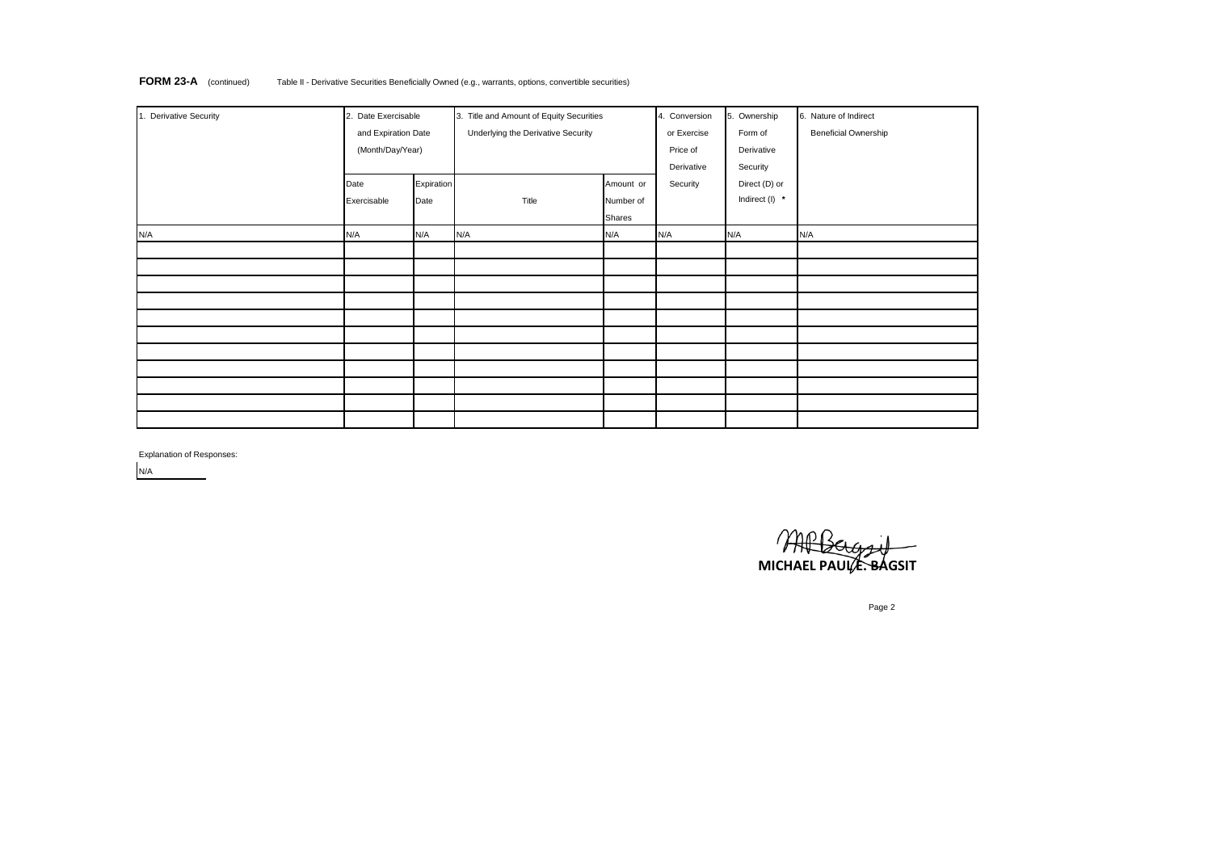**FORM 23-A** (continued) Table II - Derivative Securities Beneficially Owned (e.g., warrants, options, convertible securities)

| 1. Derivative Security | 2. Date Exercisable and Expiration Date (Month/Day/Year) | | 3. Title and Amount of Equity Securities Underlying the Derivative Security | | 4. Conversion or Exercise Price of Derivative Security | 5. Ownership Form of Derivative Security Direct (D) or Indirect (I) * | 6. Nature of Indirect Beneficial Ownership |
|---|---|---|---|---|---|---|---|
| | Date Exercisable | Expiration Date | Title | Amount or Number of Shares | | | |
| N/A | N/A | N/A | N/A | N/A | N/A | N/A | N/A |
| | | | | | | | |
| | | | | | | | |
| | | | | | | | |
| | | | | | | | |
| | | | | | | | |
| | | | | | | | |
| | | | | | | | |
| | | | | | | | |
| | | | | | | | |
| | | | | | | | |
| | | | | | | | |

Explanation of Responses:

N/A

**MICHAEL PAUL E. BAGSIT**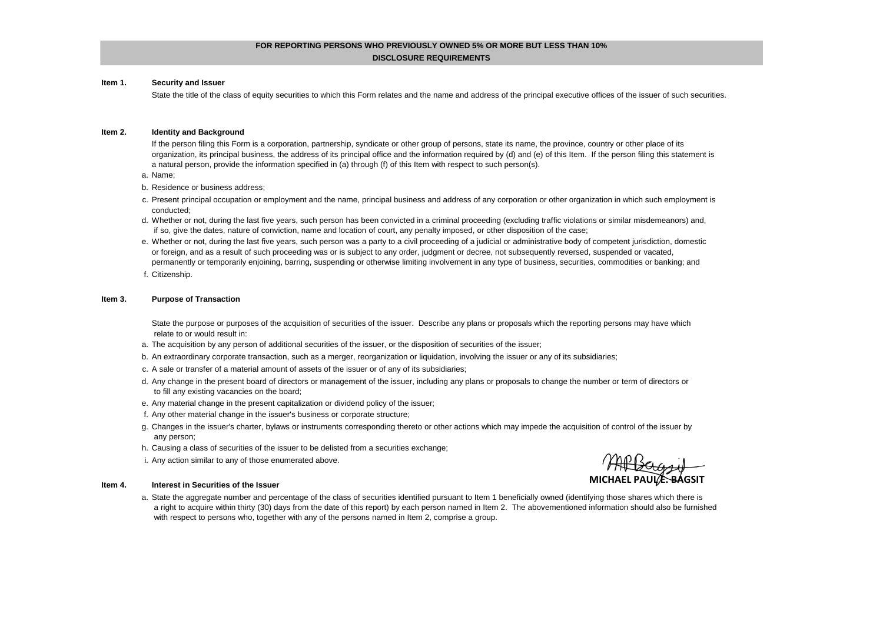## FOR REPORTING PERSONS WHO PREVIOUSLY OWNED 5% OR MORE BUT LESS THAN 10%

## DISCLOSURE REQUIREMENTS

**Item 1. Security and Issuer**

State the title of the class of equity securities to which this Form relates and the name and address of the principal executive offices of the issuer of such securities.

**Item 2. Identity and Background**

If the person filing this Form is a corporation, partnership, syndicate or other group of persons, state its name, the province, country or other place of its organization, its principal business, the address of its principal office and the information required by (d) and (e) of this Item. If the person filing this statement is a natural person, provide the information specified in (a) through (f) of this Item with respect to such person(s).

a. Name;

b. Residence or business address;

c. Present principal occupation or employment and the name, principal business and address of any corporation or other organization in which such employment is conducted;

d. Whether or not, during the last five years, such person has been convicted in a criminal proceeding (excluding traffic violations or similar misdemeanors) and, if so, give the dates, nature of conviction, name and location of court, any penalty imposed, or other disposition of the case;

e. Whether or not, during the last five years, such person was a party to a civil proceeding of a judicial or administrative body of competent jurisdiction, domestic or foreign, and as a result of such proceeding was or is subject to any order, judgment or decree, not subsequently reversed, suspended or vacated, permanently or temporarily enjoining, barring, suspending or otherwise limiting involvement in any type of business, securities, commodities or banking; and

f. Citizenship.

**Item 3. Purpose of Transaction**

State the purpose or purposes of the acquisition of securities of the issuer. Describe any plans or proposals which the reporting persons may have which relate to or would result in:

a. The acquisition by any person of additional securities of the issuer, or the disposition of securities of the issuer;

b. An extraordinary corporate transaction, such as a merger, reorganization or liquidation, involving the issuer or any of its subsidiaries;

c. A sale or transfer of a material amount of assets of the issuer or of any of its subsidiaries;

d. Any change in the present board of directors or management of the issuer, including any plans or proposals to change the number or term of directors or to fill any existing vacancies on the board;

e. Any material change in the present capitalization or dividend policy of the issuer;

f. Any other material change in the issuer's business or corporate structure;

g. Changes in the issuer's charter, bylaws or instruments corresponding thereto or other actions which may impede the acquisition of control of the issuer by any person;

h. Causing a class of securities of the issuer to be delisted from a securities exchange;

i. Any action similar to any of those enumerated above.

**MICHAEL PAUL E. BAGSIT**

**Item 4. Interest in Securities of the Issuer**

a. State the aggregate number and percentage of the class of securities identified pursuant to Item 1 beneficially owned (identifying those shares which there is a right to acquire within thirty (30) days from the date of this report) by each person named in Item 2. The abovementioned information should also be furnished with respect to persons who, together with any of the persons named in Item 2, comprise a group.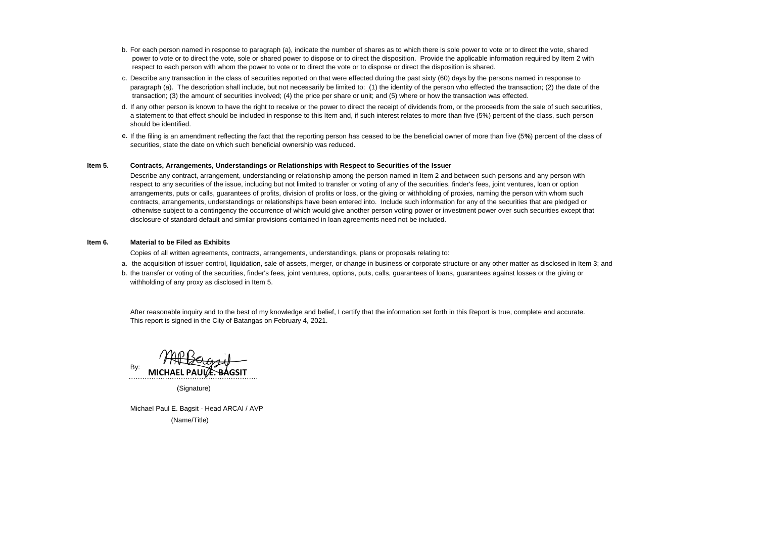b. For each person named in response to paragraph (a), indicate the number of shares as to which there is sole power to vote or to direct the vote, shared power to vote or to direct the vote, sole or shared power to dispose or to direct the disposition. Provide the applicable information required by Item 2 with respect to each person with whom the power to vote or to direct the vote or to dispose or direct the disposition is shared.

c. Describe any transaction in the class of securities reported on that were effected during the past sixty (60) days by the persons named in response to paragraph (a). The description shall include, but not necessarily be limited to: (1) the identity of the person who effected the transaction; (2) the date of the transaction; (3) the amount of securities involved; (4) the price per share or unit; and (5) where or how the transaction was effected.

d. If any other person is known to have the right to receive or the power to direct the receipt of dividends from, or the proceeds from the sale of such securities, a statement to that effect should be included in response to this Item and, if such interest relates to more than five (5%) percent of the class, such person should be identified.

e. If the filing is an amendment reflecting the fact that the reporting person has ceased to be the beneficial owner of more than five (5**%**) percent of the class of securities, state the date on which such beneficial ownership was reduced.

**Item 5. Contracts, Arrangements, Understandings or Relationships with Respect to Securities of the Issuer**

Describe any contract, arrangement, understanding or relationship among the person named in Item 2 and between such persons and any person with respect to any securities of the issue, including but not limited to transfer or voting of any of the securities, finder's fees, joint ventures, loan or option arrangements, puts or calls, guarantees of profits, division of profits or loss, or the giving or withholding of proxies, naming the person with whom such contracts, arrangements, understandings or relationships have been entered into. Include such information for any of the securities that are pledged or otherwise subject to a contingency the occurrence of which would give another person voting power or investment power over such securities except that disclosure of standard default and similar provisions contained in loan agreements need not be included.

**Item 6. Material to be Filed as Exhibits**

Copies of all written agreements, contracts, arrangements, understandings, plans or proposals relating to:

a. the acquisition of issuer control, liquidation, sale of assets, merger, or change in business or corporate structure or any other matter as disclosed in Item 3; and

b. the transfer or voting of the securities, finder's fees, joint ventures, options, puts, calls, guarantees of loans, guarantees against losses or the giving or withholding of any proxy as disclosed in Item 5.

After reasonable inquiry and to the best of my knowledge and belief, I certify that the information set forth in this Report is true, complete and accurate. This report is signed in the City of Batangas on February 4, 2021.

By: **MICHAEL PAUL E. BAGSIT**

(Signature)

Michael Paul E. Bagsit - Head ARCAI / AVP

(Name/Title)